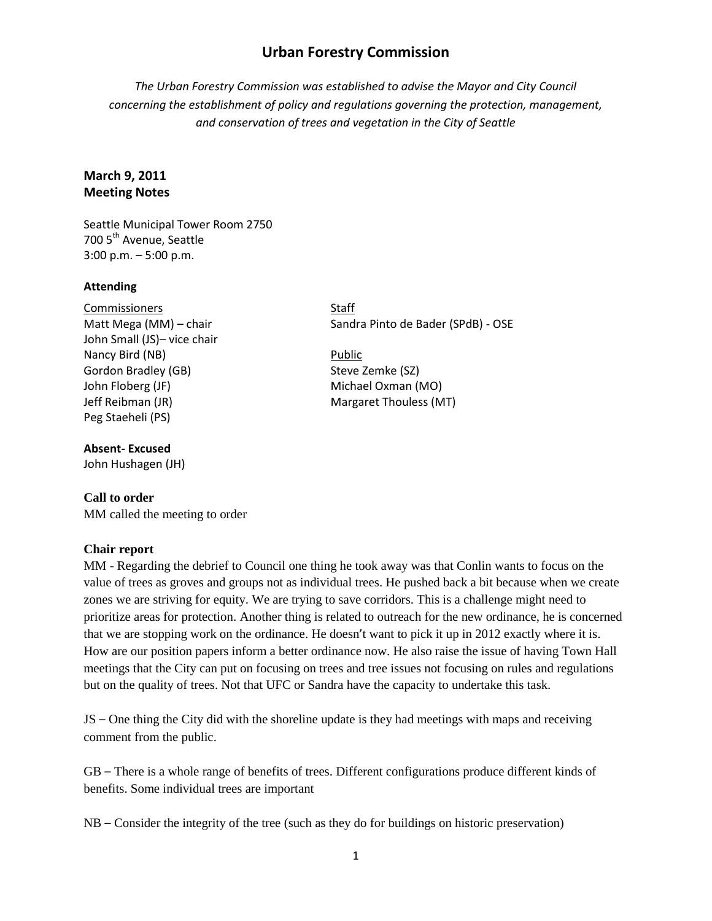# Urban Forestry Commission

*The Urban Forestry Commission was established to advise the Mayor and City Council concerning the establishment of policy and regulations governing the protection, management, and conservation of trees and vegetation in the City of Seattle*

## March 9, 2011
## Meeting Notes

Seattle Municipal Tower Room 2750
700 5th Avenue, Seattle
3:00 p.m. – 5:00 p.m.

### Attending

Commissioners
Matt Mega (MM) – chair
John Small (JS)– vice chair
Nancy Bird (NB)
Gordon Bradley (GB)
John Floberg (JF)
Jeff Reibman (JR)
Peg Staeheli (PS)

Staff
Sandra Pinto de Bader (SPdB) - OSE

Public
Steve Zemke (SZ)
Michael Oxman (MO)
Margaret Thouless (MT)

**Absent- Excused**
John Hushagen (JH)

**Call to order**
MM called the meeting to order

**Chair report**
MM - Regarding the debrief to Council one thing he took away was that Conlin wants to focus on the value of trees as groves and groups not as individual trees. He pushed back a bit because when we create zones we are striving for equity. We are trying to save corridors. This is a challenge might need to prioritize areas for protection. Another thing is related to outreach for the new ordinance, he is concerned that we are stopping work on the ordinance. He doesn't want to pick it up in 2012 exactly where it is. How are our position papers inform a better ordinance now. He also raise the issue of having Town Hall meetings that the City can put on focusing on trees and tree issues not focusing on rules and regulations but on the quality of trees. Not that UFC or Sandra have the capacity to undertake this task.

JS – One thing the City did with the shoreline update is they had meetings with maps and receiving comment from the public.

GB – There is a whole range of benefits of trees. Different configurations produce different kinds of benefits. Some individual trees are important

NB – Consider the integrity of the tree (such as they do for buildings on historic preservation)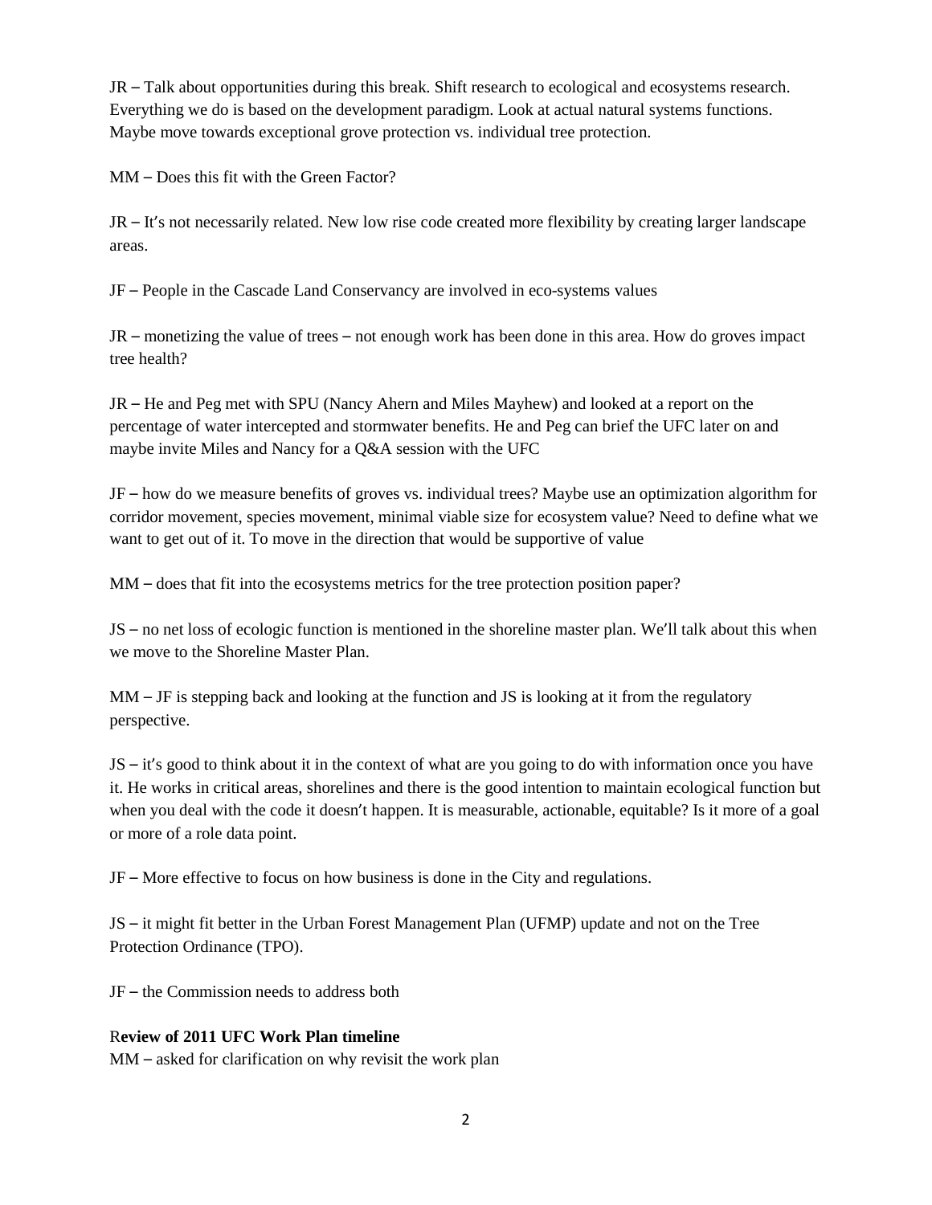JR – Talk about opportunities during this break. Shift research to ecological and ecosystems research. Everything we do is based on the development paradigm. Look at actual natural systems functions. Maybe move towards exceptional grove protection vs. individual tree protection.

MM – Does this fit with the Green Factor?

JR – It's not necessarily related. New low rise code created more flexibility by creating larger landscape areas.

JF – People in the Cascade Land Conservancy are involved in eco-systems values

JR – monetizing the value of trees – not enough work has been done in this area. How do groves impact tree health?

JR – He and Peg met with SPU (Nancy Ahern and Miles Mayhew) and looked at a report on the percentage of water intercepted and stormwater benefits. He and Peg can brief the UFC later on and maybe invite Miles and Nancy for a Q&A session with the UFC

JF – how do we measure benefits of groves vs. individual trees? Maybe use an optimization algorithm for corridor movement, species movement, minimal viable size for ecosystem value? Need to define what we want to get out of it. To move in the direction that would be supportive of value

MM – does that fit into the ecosystems metrics for the tree protection position paper?

JS – no net loss of ecologic function is mentioned in the shoreline master plan. We'll talk about this when we move to the Shoreline Master Plan.

MM – JF is stepping back and looking at the function and JS is looking at it from the regulatory perspective.

JS – it's good to think about it in the context of what are you going to do with information once you have it. He works in critical areas, shorelines and there is the good intention to maintain ecological function but when you deal with the code it doesn't happen. It is measurable, actionable, equitable? Is it more of a goal or more of a role data point.

JF – More effective to focus on how business is done in the City and regulations.

JS – it might fit better in the Urban Forest Management Plan (UFMP) update and not on the Tree Protection Ordinance (TPO).

JF – the Commission needs to address both

**Review of 2011 UFC Work Plan timeline**

MM – asked for clarification on why revisit the work plan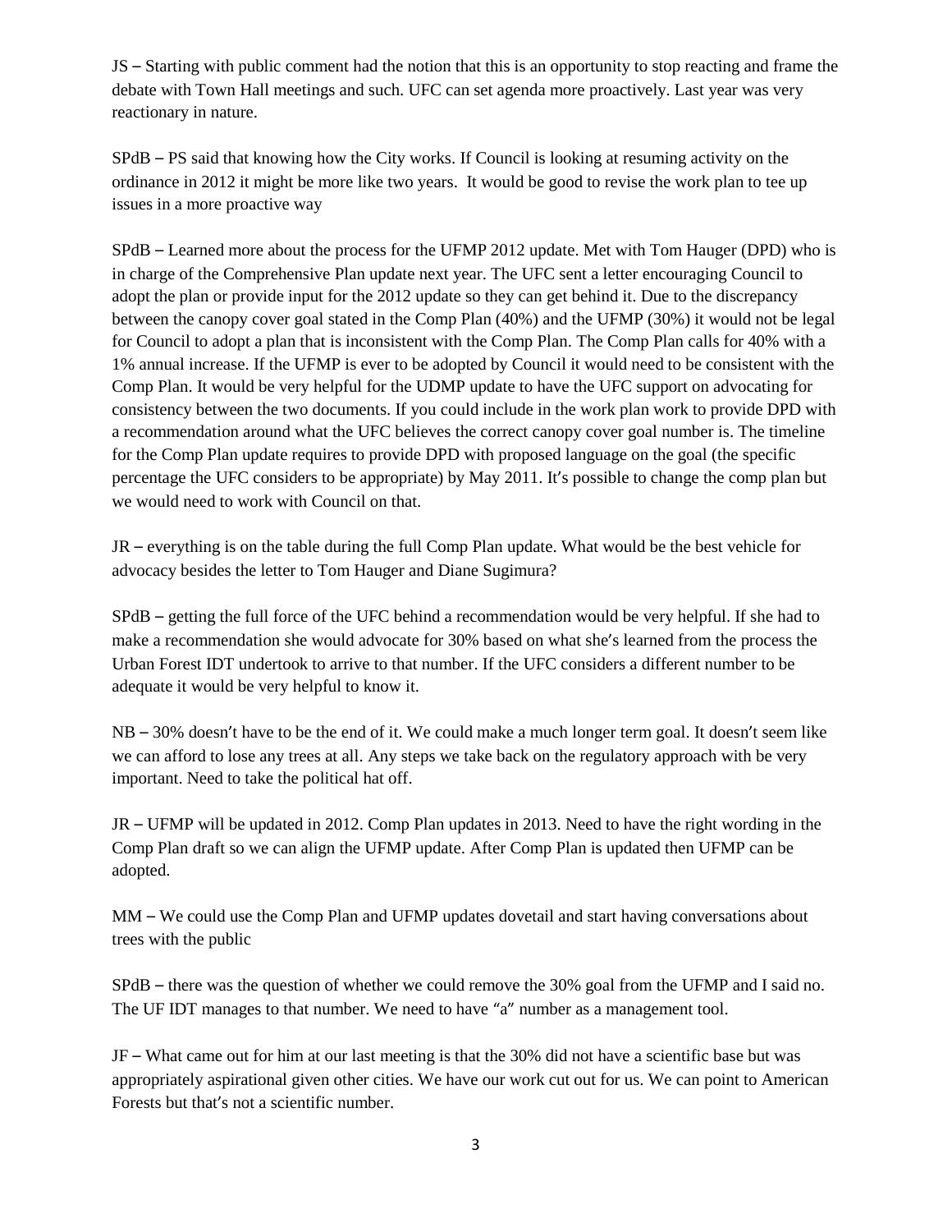JS – Starting with public comment had the notion that this is an opportunity to stop reacting and frame the debate with Town Hall meetings and such. UFC can set agenda more proactively. Last year was very reactionary in nature.

SPdB – PS said that knowing how the City works. If Council is looking at resuming activity on the ordinance in 2012 it might be more like two years. It would be good to revise the work plan to tee up issues in a more proactive way

SPdB – Learned more about the process for the UFMP 2012 update. Met with Tom Hauger (DPD) who is in charge of the Comprehensive Plan update next year. The UFC sent a letter encouraging Council to adopt the plan or provide input for the 2012 update so they can get behind it. Due to the discrepancy between the canopy cover goal stated in the Comp Plan (40%) and the UFMP (30%) it would not be legal for Council to adopt a plan that is inconsistent with the Comp Plan. The Comp Plan calls for 40% with a 1% annual increase. If the UFMP is ever to be adopted by Council it would need to be consistent with the Comp Plan. It would be very helpful for the UDMP update to have the UFC support on advocating for consistency between the two documents. If you could include in the work plan work to provide DPD with a recommendation around what the UFC believes the correct canopy cover goal number is. The timeline for the Comp Plan update requires to provide DPD with proposed language on the goal (the specific percentage the UFC considers to be appropriate) by May 2011. It's possible to change the comp plan but we would need to work with Council on that.

JR – everything is on the table during the full Comp Plan update. What would be the best vehicle for advocacy besides the letter to Tom Hauger and Diane Sugimura?

SPdB – getting the full force of the UFC behind a recommendation would be very helpful. If she had to make a recommendation she would advocate for 30% based on what she's learned from the process the Urban Forest IDT undertook to arrive to that number. If the UFC considers a different number to be adequate it would be very helpful to know it.

NB – 30% doesn't have to be the end of it. We could make a much longer term goal. It doesn't seem like we can afford to lose any trees at all. Any steps we take back on the regulatory approach with be very important. Need to take the political hat off.

JR – UFMP will be updated in 2012. Comp Plan updates in 2013. Need to have the right wording in the Comp Plan draft so we can align the UFMP update. After Comp Plan is updated then UFMP can be adopted.

MM – We could use the Comp Plan and UFMP updates dovetail and start having conversations about trees with the public

SPdB – there was the question of whether we could remove the 30% goal from the UFMP and I said no. The UF IDT manages to that number. We need to have "a" number as a management tool.

JF – What came out for him at our last meeting is that the 30% did not have a scientific base but was appropriately aspirational given other cities. We have our work cut out for us. We can point to American Forests but that's not a scientific number.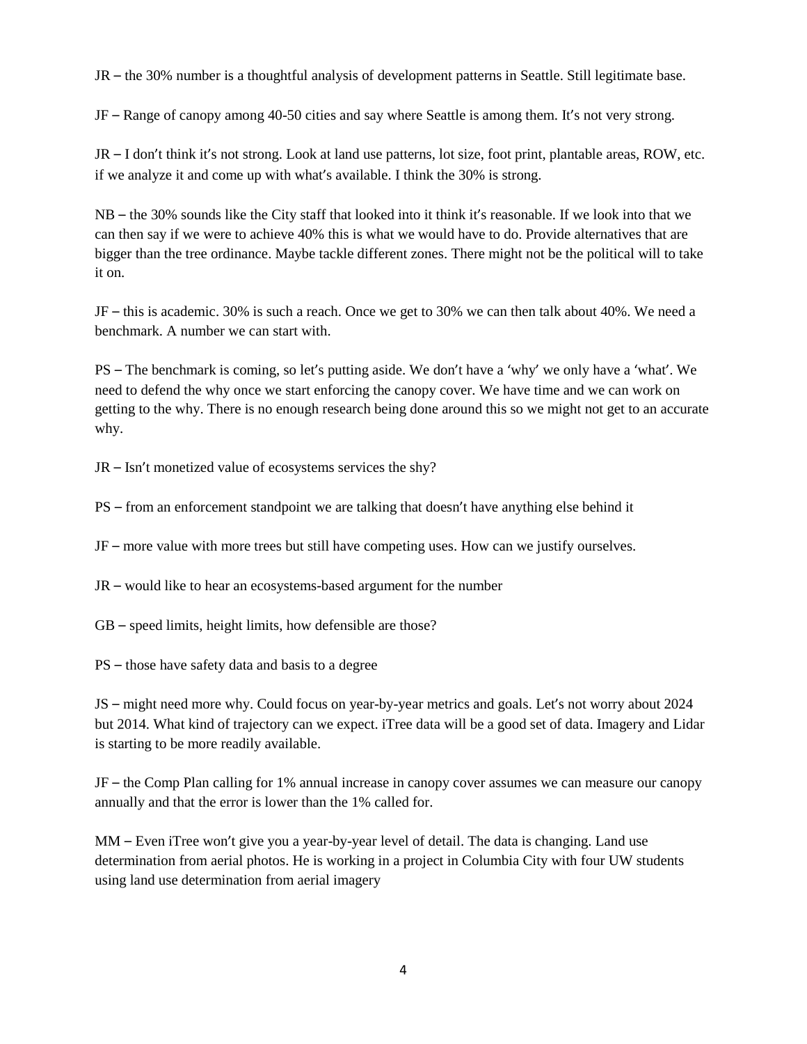JR – the 30% number is a thoughtful analysis of development patterns in Seattle. Still legitimate base.

JF – Range of canopy among 40-50 cities and say where Seattle is among them. It's not very strong.

JR – I don't think it's not strong. Look at land use patterns, lot size, foot print, plantable areas, ROW, etc. if we analyze it and come up with what's available. I think the 30% is strong.

NB – the 30% sounds like the City staff that looked into it think it's reasonable. If we look into that we can then say if we were to achieve 40% this is what we would have to do. Provide alternatives that are bigger than the tree ordinance. Maybe tackle different zones. There might not be the political will to take it on.

JF – this is academic. 30% is such a reach. Once we get to 30% we can then talk about 40%. We need a benchmark. A number we can start with.

PS – The benchmark is coming, so let's putting aside. We don't have a 'why' we only have a 'what'. We need to defend the why once we start enforcing the canopy cover. We have time and we can work on getting to the why. There is no enough research being done around this so we might not get to an accurate why.

JR – Isn't monetized value of ecosystems services the shy?

PS – from an enforcement standpoint we are talking that doesn't have anything else behind it

JF – more value with more trees but still have competing uses. How can we justify ourselves.

JR – would like to hear an ecosystems-based argument for the number

GB – speed limits, height limits, how defensible are those?

PS – those have safety data and basis to a degree

JS – might need more why. Could focus on year-by-year metrics and goals. Let's not worry about 2024 but 2014. What kind of trajectory can we expect. iTree data will be a good set of data. Imagery and Lidar is starting to be more readily available.

JF – the Comp Plan calling for 1% annual increase in canopy cover assumes we can measure our canopy annually and that the error is lower than the 1% called for.

MM – Even iTree won't give you a year-by-year level of detail. The data is changing. Land use determination from aerial photos. He is working in a project in Columbia City with four UW students using land use determination from aerial imagery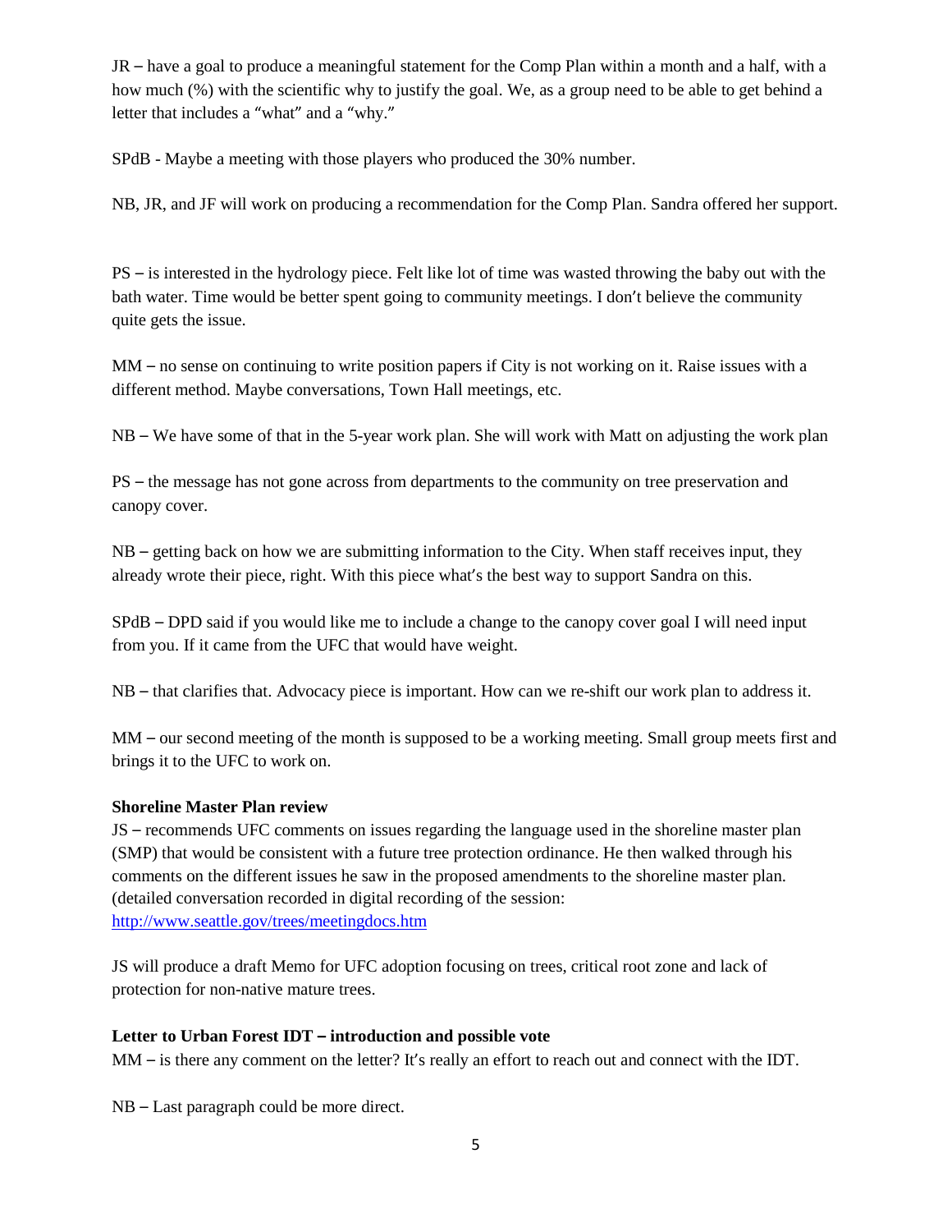JR – have a goal to produce a meaningful statement for the Comp Plan within a month and a half, with a how much (%) with the scientific why to justify the goal. We, as a group need to be able to get behind a letter that includes a "what" and a "why."

SPdB - Maybe a meeting with those players who produced the 30% number.

NB, JR, and JF will work on producing a recommendation for the Comp Plan. Sandra offered her support.

PS – is interested in the hydrology piece. Felt like lot of time was wasted throwing the baby out with the bath water. Time would be better spent going to community meetings. I don't believe the community quite gets the issue.

MM – no sense on continuing to write position papers if City is not working on it. Raise issues with a different method. Maybe conversations, Town Hall meetings, etc.

NB – We have some of that in the 5-year work plan. She will work with Matt on adjusting the work plan

PS – the message has not gone across from departments to the community on tree preservation and canopy cover.

NB – getting back on how we are submitting information to the City. When staff receives input, they already wrote their piece, right. With this piece what's the best way to support Sandra on this.

SPdB – DPD said if you would like me to include a change to the canopy cover goal I will need input from you. If it came from the UFC that would have weight.

NB – that clarifies that. Advocacy piece is important. How can we re-shift our work plan to address it.

MM – our second meeting of the month is supposed to be a working meeting. Small group meets first and brings it to the UFC to work on.

**Shoreline Master Plan review**

JS – recommends UFC comments on issues regarding the language used in the shoreline master plan (SMP) that would be consistent with a future tree protection ordinance. He then walked through his comments on the different issues he saw in the proposed amendments to the shoreline master plan. (detailed conversation recorded in digital recording of the session: http://www.seattle.gov/trees/meetingdocs.htm

JS will produce a draft Memo for UFC adoption focusing on trees, critical root zone and lack of protection for non-native mature trees.

**Letter to Urban Forest IDT – introduction and possible vote**

MM – is there any comment on the letter? It's really an effort to reach out and connect with the IDT.

NB – Last paragraph could be more direct.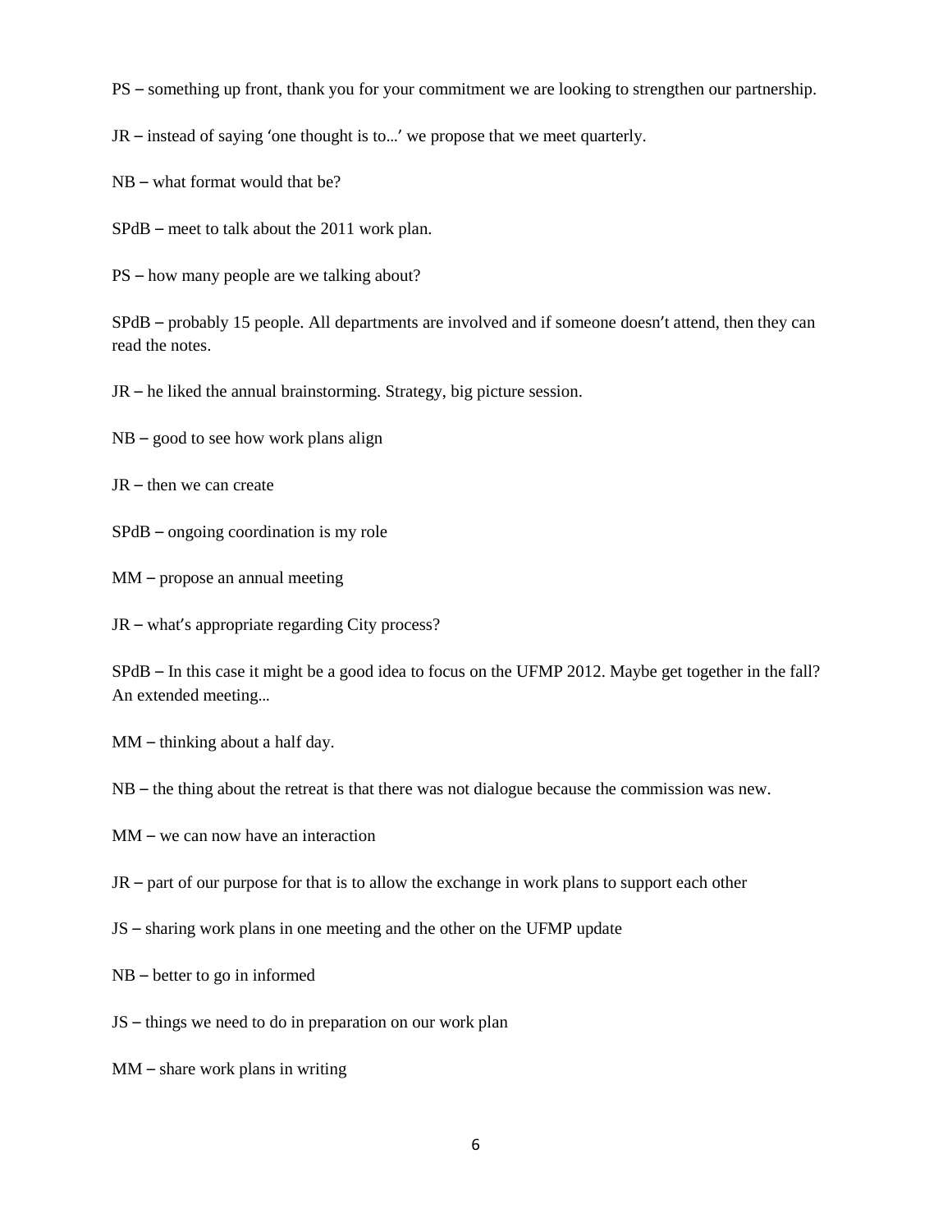PS – something up front, thank you for your commitment we are looking to strengthen our partnership.

JR – instead of saying 'one thought is to…' we propose that we meet quarterly.

NB – what format would that be?

SPdB – meet to talk about the 2011 work plan.

PS – how many people are we talking about?

SPdB – probably 15 people. All departments are involved and if someone doesn't attend, then they can read the notes.

JR – he liked the annual brainstorming. Strategy, big picture session.

NB – good to see how work plans align

JR – then we can create

SPdB – ongoing coordination is my role

MM – propose an annual meeting

JR – what's appropriate regarding City process?

SPdB – In this case it might be a good idea to focus on the UFMP 2012. Maybe get together in the fall? An extended meeting…

MM – thinking about a half day.

NB – the thing about the retreat is that there was not dialogue because the commission was new.

MM – we can now have an interaction

JR – part of our purpose for that is to allow the exchange in work plans to support each other

JS – sharing work plans in one meeting and the other on the UFMP update

NB – better to go in informed

JS – things we need to do in preparation on our work plan

MM – share work plans in writing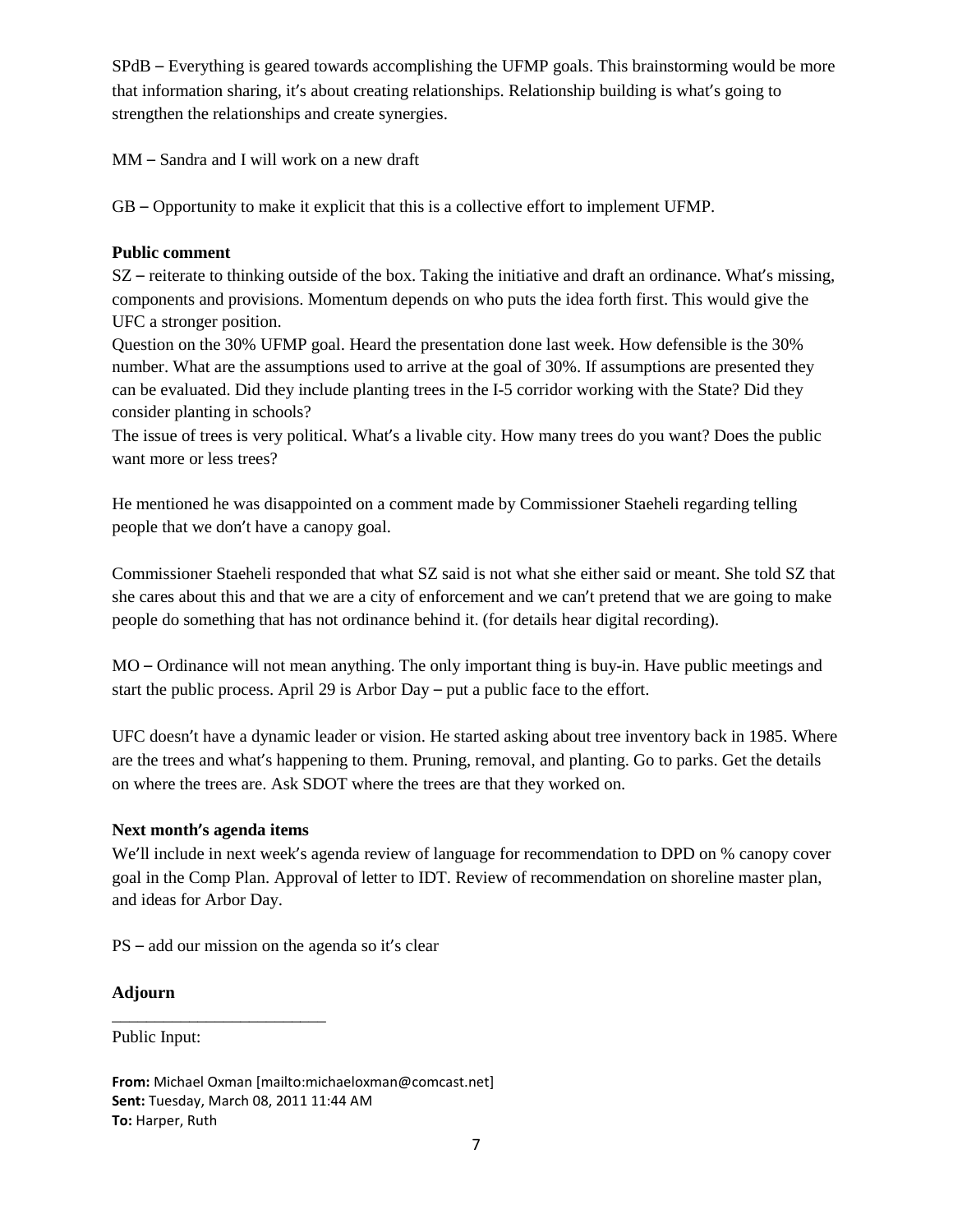SPdB – Everything is geared towards accomplishing the UFMP goals. This brainstorming would be more that information sharing, it's about creating relationships. Relationship building is what's going to strengthen the relationships and create synergies.

MM – Sandra and I will work on a new draft

GB – Opportunity to make it explicit that this is a collective effort to implement UFMP.

**Public comment**

SZ – reiterate to thinking outside of the box. Taking the initiative and draft an ordinance. What's missing, components and provisions. Momentum depends on who puts the idea forth first. This would give the UFC a stronger position.

Question on the 30% UFMP goal. Heard the presentation done last week. How defensible is the 30% number. What are the assumptions used to arrive at the goal of 30%. If assumptions are presented they can be evaluated. Did they include planting trees in the I-5 corridor working with the State? Did they consider planting in schools?

The issue of trees is very political. What's a livable city. How many trees do you want? Does the public want more or less trees?

He mentioned he was disappointed on a comment made by Commissioner Staeheli regarding telling people that we don't have a canopy goal.

Commissioner Staeheli responded that what SZ said is not what she either said or meant. She told SZ that she cares about this and that we are a city of enforcement and we can't pretend that we are going to make people do something that has not ordinance behind it. (for details hear digital recording).

MO – Ordinance will not mean anything. The only important thing is buy-in. Have public meetings and start the public process. April 29 is Arbor Day – put a public face to the effort.

UFC doesn't have a dynamic leader or vision. He started asking about tree inventory back in 1985. Where are the trees and what's happening to them. Pruning, removal, and planting. Go to parks. Get the details on where the trees are. Ask SDOT where the trees are that they worked on.

**Next month's agenda items**

We'll include in next week's agenda review of language for recommendation to DPD on % canopy cover goal in the Comp Plan. Approval of letter to IDT. Review of recommendation on shoreline master plan, and ideas for Arbor Day.

PS – add our mission on the agenda so it's clear

**Adjourn**

_________________________

Public Input:

**From:** Michael Oxman [mailto:michaeloxman@comcast.net]
**Sent:** Tuesday, March 08, 2011 11:44 AM
**To:** Harper, Ruth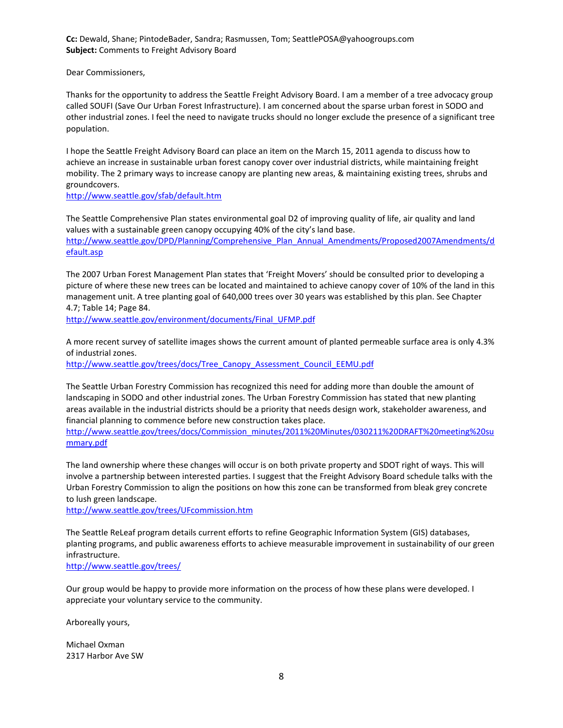**Cc:** Dewald, Shane; PintodeBader, Sandra; Rasmussen, Tom; SeattlePOSA@yahoogroups.com
**Subject:** Comments to Freight Advisory Board

Dear Commissioners,

Thanks for the opportunity to address the Seattle Freight Advisory Board. I am a member of a tree advocacy group called SOUFI (Save Our Urban Forest Infrastructure). I am concerned about the sparse urban forest in SODO and other industrial zones. I feel the need to navigate trucks should no longer exclude the presence of a significant tree population.

I hope the Seattle Freight Advisory Board can place an item on the March 15, 2011 agenda to discuss how to achieve an increase in sustainable urban forest canopy cover over industrial districts, while maintaining freight mobility. The 2 primary ways to increase canopy are planting new areas, & maintaining existing trees, shrubs and groundcovers.
http://www.seattle.gov/sfab/default.htm

The Seattle Comprehensive Plan states environmental goal D2 of improving quality of life, air quality and land values with a sustainable green canopy occupying 40% of the city's land base.
http://www.seattle.gov/DPD/Planning/Comprehensive_Plan_Annual_Amendments/Proposed2007Amendments/default.asp

The 2007 Urban Forest Management Plan states that 'Freight Movers' should be consulted prior to developing a picture of where these new trees can be located and maintained to achieve canopy cover of 10% of the land in this management unit. A tree planting goal of 640,000 trees over 30 years was established by this plan. See Chapter 4.7; Table 14; Page 84.
http://www.seattle.gov/environment/documents/Final_UFMP.pdf

A more recent survey of satellite images shows the current amount of planted permeable surface area is only 4.3% of industrial zones.
http://www.seattle.gov/trees/docs/Tree_Canopy_Assessment_Council_EEMU.pdf

The Seattle Urban Forestry Commission has recognized this need for adding more than double the amount of landscaping in SODO and other industrial zones. The Urban Forestry Commission has stated that new planting areas available in the industrial districts should be a priority that needs design work, stakeholder awareness, and financial planning to commence before new construction takes place.
http://www.seattle.gov/trees/docs/Commission_minutes/2011%20Minutes/030211%20DRAFT%20meeting%20summary.pdf

The land ownership where these changes will occur is on both private property and SDOT right of ways. This will involve a partnership between interested parties. I suggest that the Freight Advisory Board schedule talks with the Urban Forestry Commission to align the positions on how this zone can be transformed from bleak grey concrete to lush green landscape.
http://www.seattle.gov/trees/UFcommission.htm

The Seattle ReLeaf program details current efforts to refine Geographic Information System (GIS) databases, planting programs, and public awareness efforts to achieve measurable improvement in sustainability of our green infrastructure.
http://www.seattle.gov/trees/

Our group would be happy to provide more information on the process of how these plans were developed. I appreciate your voluntary service to the community.

Arboreally yours,

Michael Oxman
2317 Harbor Ave SW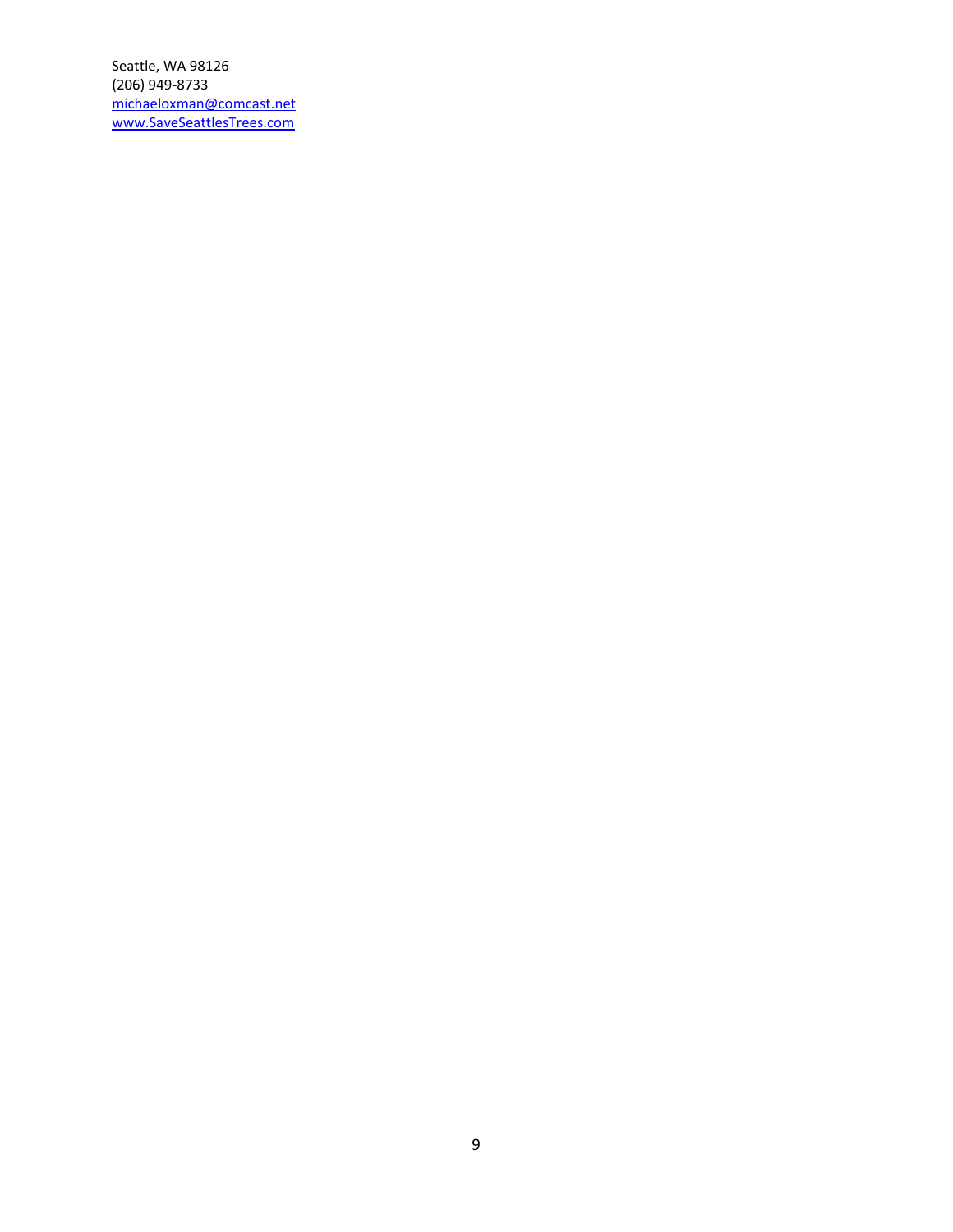Seattle, WA 98126
(206) 949-8733
michaeloxman@comcast.net
www.SaveSeattlesTrees.com